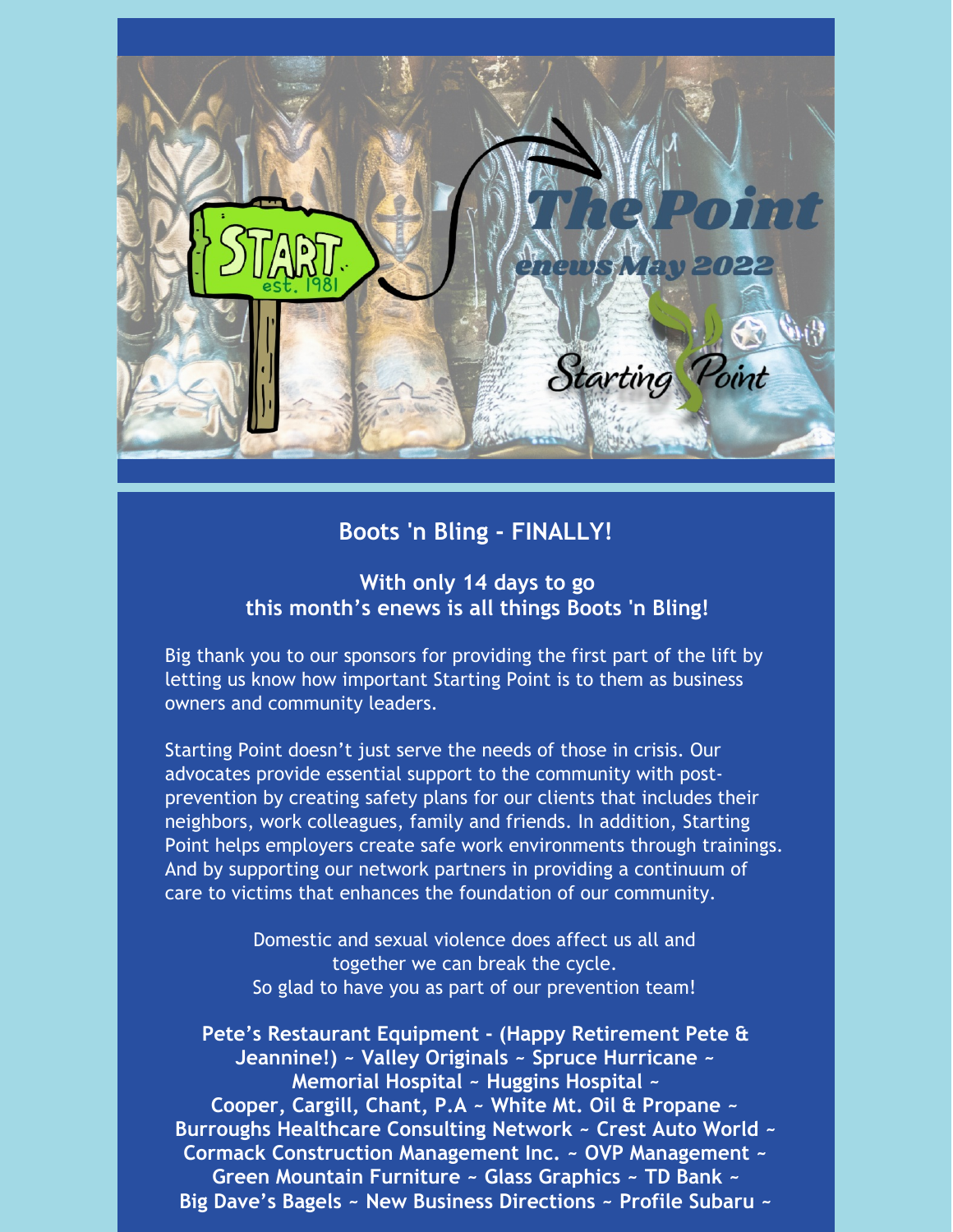# The Point

enews May 2022

Starting Point

START est. 1981

## Boots 'n Bling - FINALLY!

### With only 14 days to go this month's enews is all things Boots 'n Bling!

Big thank you to our sponsors for providing the first part of the lift by letting us know how important Starting Point is to them as business owners and community leaders.

Starting Point doesn't just serve the needs of those in crisis. Our advocates provide essential support to the community with post-prevention by creating safety plans for our clients that includes their neighbors, work colleagues, family and friends. In addition, Starting Point helps employers create safe work environments through trainings. And by supporting our network partners in providing a continuum of care to victims that enhances the foundation of our community.

Domestic and sexual violence does affect us all and together we can break the cycle.
So glad to have you as part of our prevention team!

**Pete's Restaurant Equipment - (Happy Retirement Pete & Jeannine!) ~ Valley Originals ~ Spruce Hurricane ~ Memorial Hospital ~ Huggins Hospital ~ Cooper, Cargill, Chant, P.A ~ White Mt. Oil & Propane ~ Burroughs Healthcare Consulting Network ~ Crest Auto World ~ Cormack Construction Management Inc. ~ OVP Management ~ Green Mountain Furniture ~ Glass Graphics ~ TD Bank ~ Big Dave's Bagels ~ New Business Directions ~ Profile Subaru ~**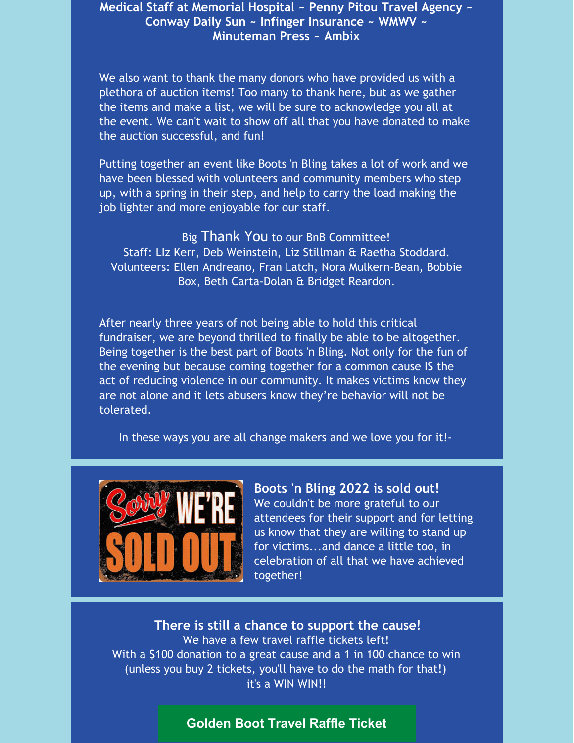**Medical Staff at Memorial Hospital ~ Penny Pitou Travel Agency ~ Conway Daily Sun ~ Infinger Insurance ~ WMWV ~ Minuteman Press ~ Ambix**

We also want to thank the many donors who have provided us with a plethora of auction items! Too many to thank here, but as we gather the items and make a list, we will be sure to acknowledge you all at the event. We can't wait to show off all that you have donated to make the auction successful, and fun!

Putting together an event like Boots 'n Bling takes a lot of work and we have been blessed with volunteers and community members who step up, with a spring in their step, and help to carry the load making the job lighter and more enjoyable for our staff.

Big Thank You to our BnB Committee!
Staff: LIz Kerr, Deb Weinstein, Liz Stillman & Raetha Stoddard.
Volunteers: Ellen Andreano, Fran Latch, Nora Mulkern-Bean, Bobbie Box, Beth Carta-Dolan & Bridget Reardon.

After nearly three years of not being able to hold this critical fundraiser, we are beyond thrilled to finally be able to be altogether. Being together is the best part of Boots 'n Bling. Not only for the fun of the evening but because coming together for a common cause IS the act of reducing violence in our community. It makes victims know they are not alone and it lets abusers know they're behavior will not be tolerated.

In these ways you are all change makers and we love you for it!-

**Boots 'n Bling 2022 is sold out!**
We couldn't be more grateful to our attendees for their support and for letting us know that they are willing to stand up for victims...and dance a little too, in celebration of all that we have achieved together!

**There is still a chance to support the cause!**
We have a few travel raffle tickets left!
With a $100 donation to a great cause and a 1 in 100 chance to win (unless you buy 2 tickets, you'll have to do the math for that!) it's a WIN WIN!!

**Golden Boot Travel Raffle Ticket**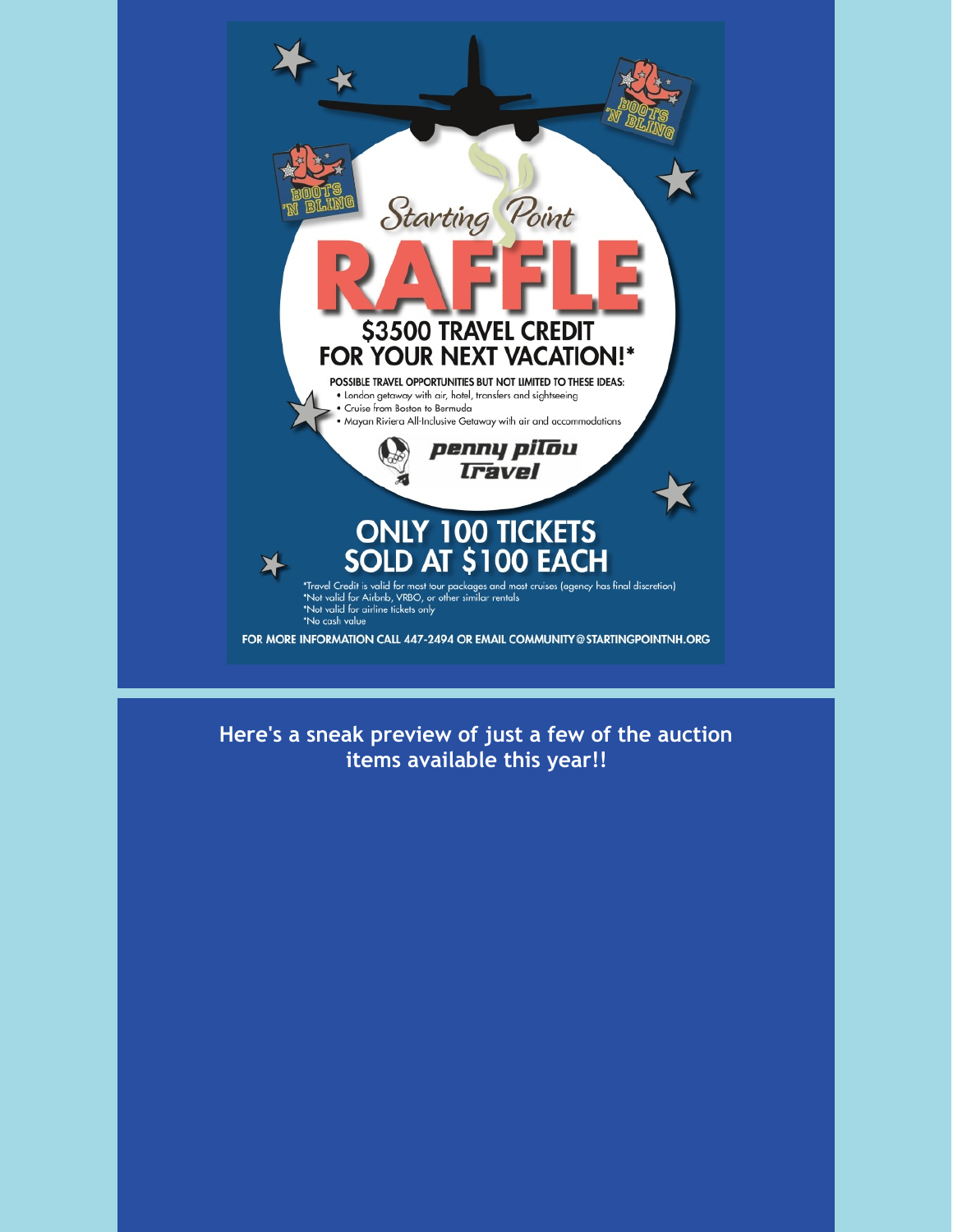Boots 'N Bling

# Starting Point

# RAFFLE

## $3500 TRAVEL CREDIT FOR YOUR NEXT VACATION!*

**POSSIBLE TRAVEL OPPORTUNITIES BUT NOT LIMITED TO THESE IDEAS:**

- London getaway with air, hotel, transfers and sightseeing
- Cruise from Boston to Bermuda
- Mayan Riviera All-Inclusive Getaway with air and accommodations

penny pitou Travel

## ONLY 100 TICKETS SOLD AT $100 EACH

*Travel Credit is valid for most tour packages and most cruises (agency has final discretion)
*Not valid for Airbnb, VRBO, or other similar rentals
*Not valid for airline tickets only
*No cash value

**FOR MORE INFORMATION CALL 447-2494 OR EMAIL COMMUNITY@STARTINGPOINTNH.ORG**

**Here's a sneak preview of just a few of the auction items available this year!!**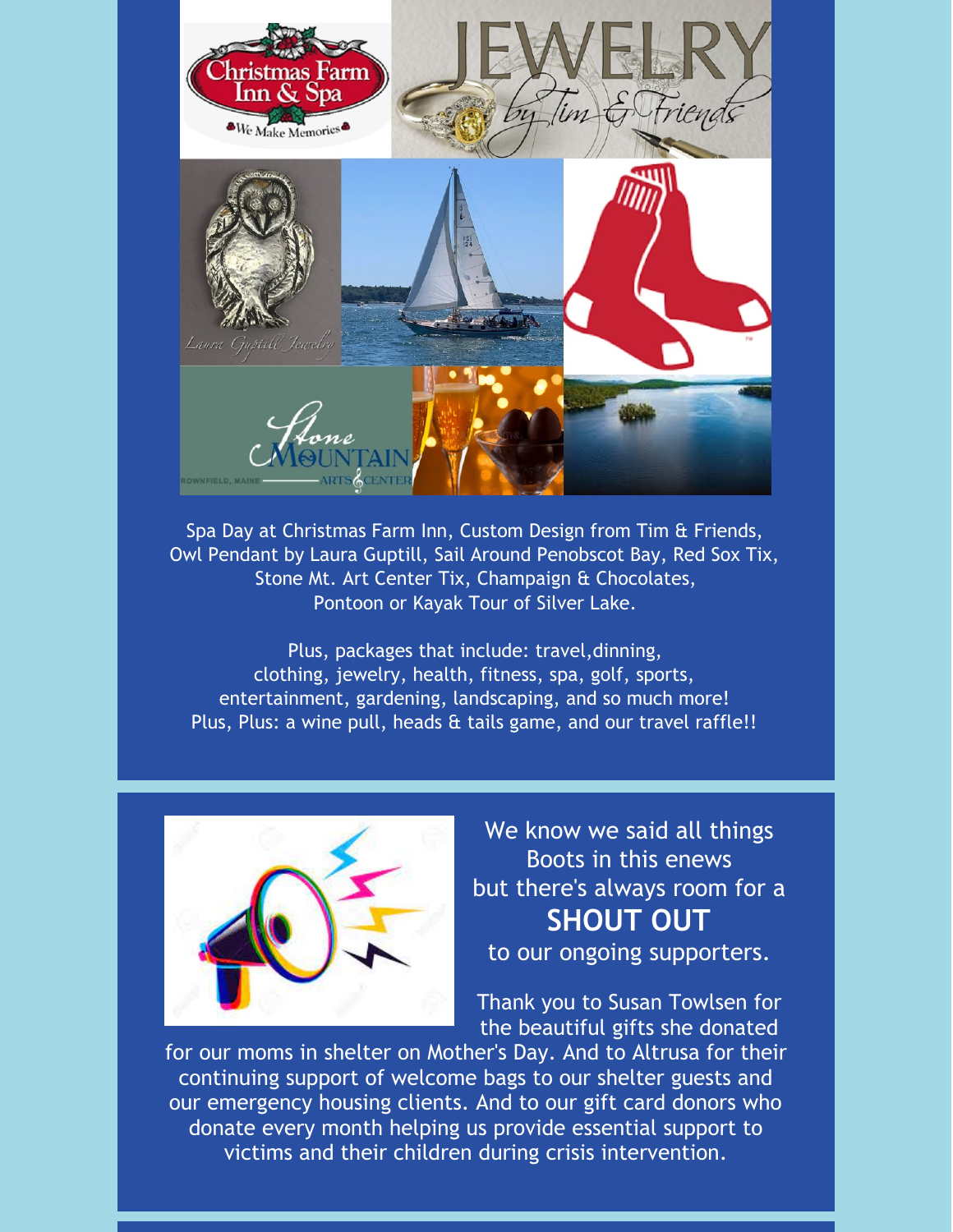Spa Day at Christmas Farm Inn, Custom Design from Tim & Friends, Owl Pendant by Laura Guptill, Sail Around Penobscot Bay, Red Sox Tix, Stone Mt. Art Center Tix, Champaign & Chocolates, Pontoon or Kayak Tour of Silver Lake.

Plus, packages that include: travel,dinning, clothing, jewelry, health, fitness, spa, golf, sports, entertainment, gardening, landscaping, and so much more! Plus, Plus: a wine pull, heads & tails game, and our travel raffle!!

We know we said all things Boots in this enews but there's always room for a

**SHOUT OUT**

to our ongoing supporters.

Thank you to Susan Towlsen for the beautiful gifts she donated for our moms in shelter on Mother's Day. And to Altrusa for their continuing support of welcome bags to our shelter guests and our emergency housing clients. And to our gift card donors who donate every month helping us provide essential support to victims and their children during crisis intervention.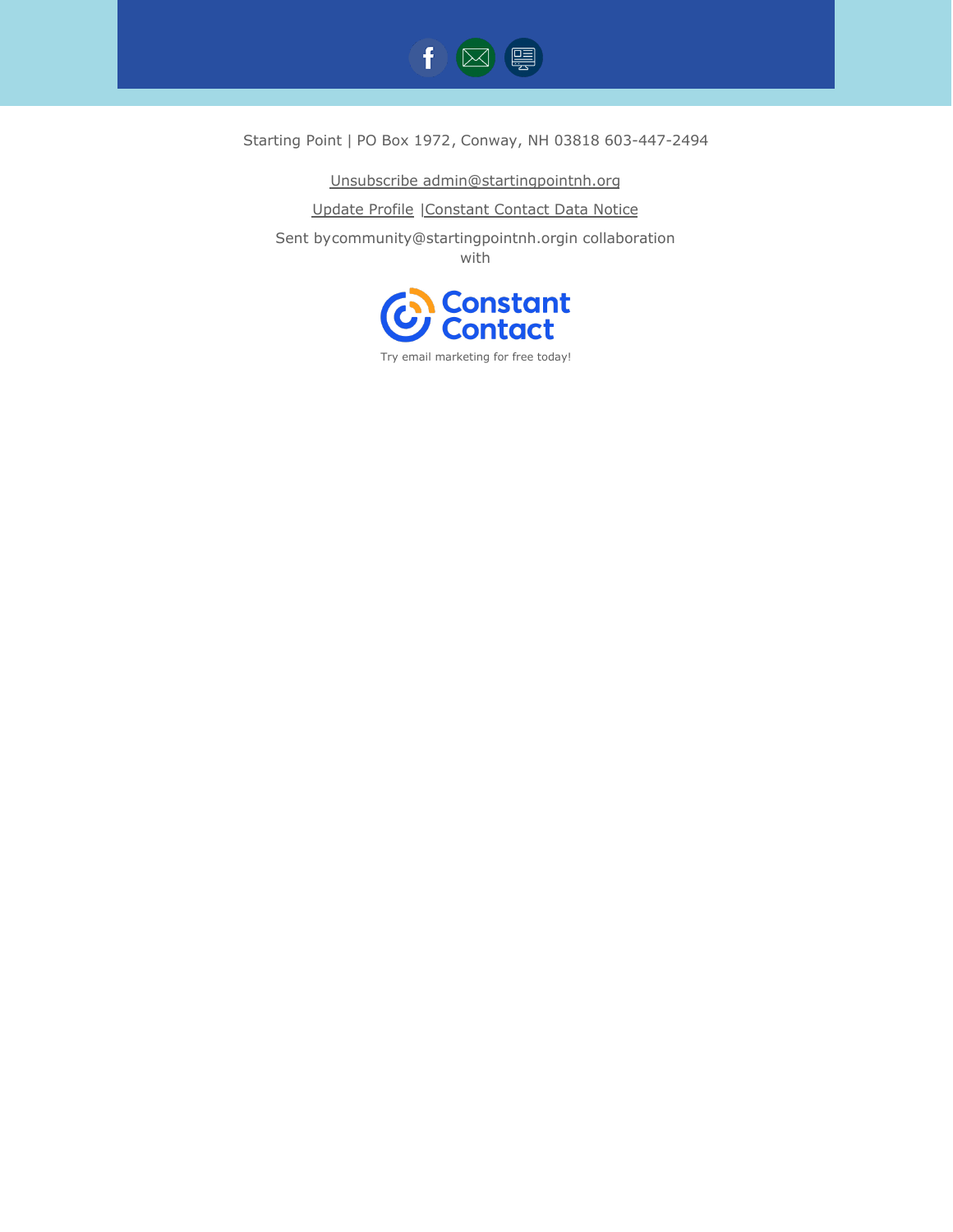Starting Point | PO Box 1972, Conway, NH 03818 603-447-2494

Unsubscribe admin@startingpointnh.org

Update Profile |Constant Contact Data Notice

Sent bycommunity@startingpointnh.orgin collaboration with

Constant Contact

Try email marketing for free today!